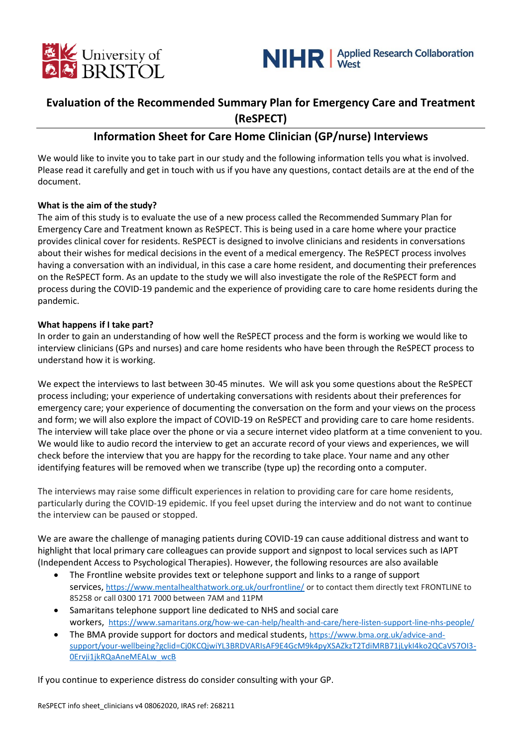# Evaluation of the Recommended Summary Plan for Emergency Care and Treatment (ReSPECT)

## Information Sheet for Care Home Clinician (GP/nurse) Interviews

We would like to invite you to take part in our study and the following information tells you what is involved. Please read it carefully and get in touch with us if you have any questions, contact details are at the end of the document.

**What is the aim of the study?**

The aim of this study is to evaluate the use of a new process called the Recommended Summary Plan for Emergency Care and Treatment known as ReSPECT. This is being used in a care home where your practice provides clinical cover for residents. ReSPECT is designed to involve clinicians and residents in conversations about their wishes for medical decisions in the event of a medical emergency. The ReSPECT process involves having a conversation with an individual, in this case a care home resident, and documenting their preferences on the ReSPECT form. As an update to the study we will also investigate the role of the ReSPECT form and process during the COVID-19 pandemic and the experience of providing care to care home residents during the pandemic.

**What happens if I take part?**

In order to gain an understanding of how well the ReSPECT process and the form is working we would like to interview clinicians (GPs and nurses) and care home residents who have been through the ReSPECT process to understand how it is working.

We expect the interviews to last between 30-45 minutes. We will ask you some questions about the ReSPECT process including; your experience of undertaking conversations with residents about their preferences for emergency care; your experience of documenting the conversation on the form and your views on the process and form; we will also explore the impact of COVID-19 on ReSPECT and providing care to care home residents. The interview will take place over the phone or via a secure internet video platform at a time convenient to you. We would like to audio record the interview to get an accurate record of your views and experiences, we will check before the interview that you are happy for the recording to take place. Your name and any other identifying features will be removed when we transcribe (type up) the recording onto a computer.

The interviews may raise some difficult experiences in relation to providing care for care home residents, particularly during the COVID-19 epidemic. If you feel upset during the interview and do not want to continue the interview can be paused or stopped.

We are aware the challenge of managing patients during COVID-19 can cause additional distress and want to highlight that local primary care colleagues can provide support and signpost to local services such as IAPT (Independent Access to Psychological Therapies). However, the following resources are also available

- The Frontline website provides text or telephone support and links to a range of support services, https://www.mentalhealthatwork.org.uk/ourfrontline/ or to contact them directly text FRONTLINE to 85258 or call 0300 171 7000 between 7AM and 11PM
- Samaritans telephone support line dedicated to NHS and social care workers, https://www.samaritans.org/how-we-can-help/health-and-care/here-listen-support-line-nhs-people/
- The BMA provide support for doctors and medical students, https://www.bma.org.uk/advice-and-support/your-wellbeing?gclid=Cj0KCQjwiYL3BRDVARIsAF9E4GcM9k4pyXSAZkzT2TdiMRB71jLykI4ko2QCaVS7OI3-0Ervji1jkRQaAneMEALw_wcB

If you continue to experience distress do consider consulting with your GP.

ReSPECT info sheet_clinicians v4 08062020, IRAS ref: 268211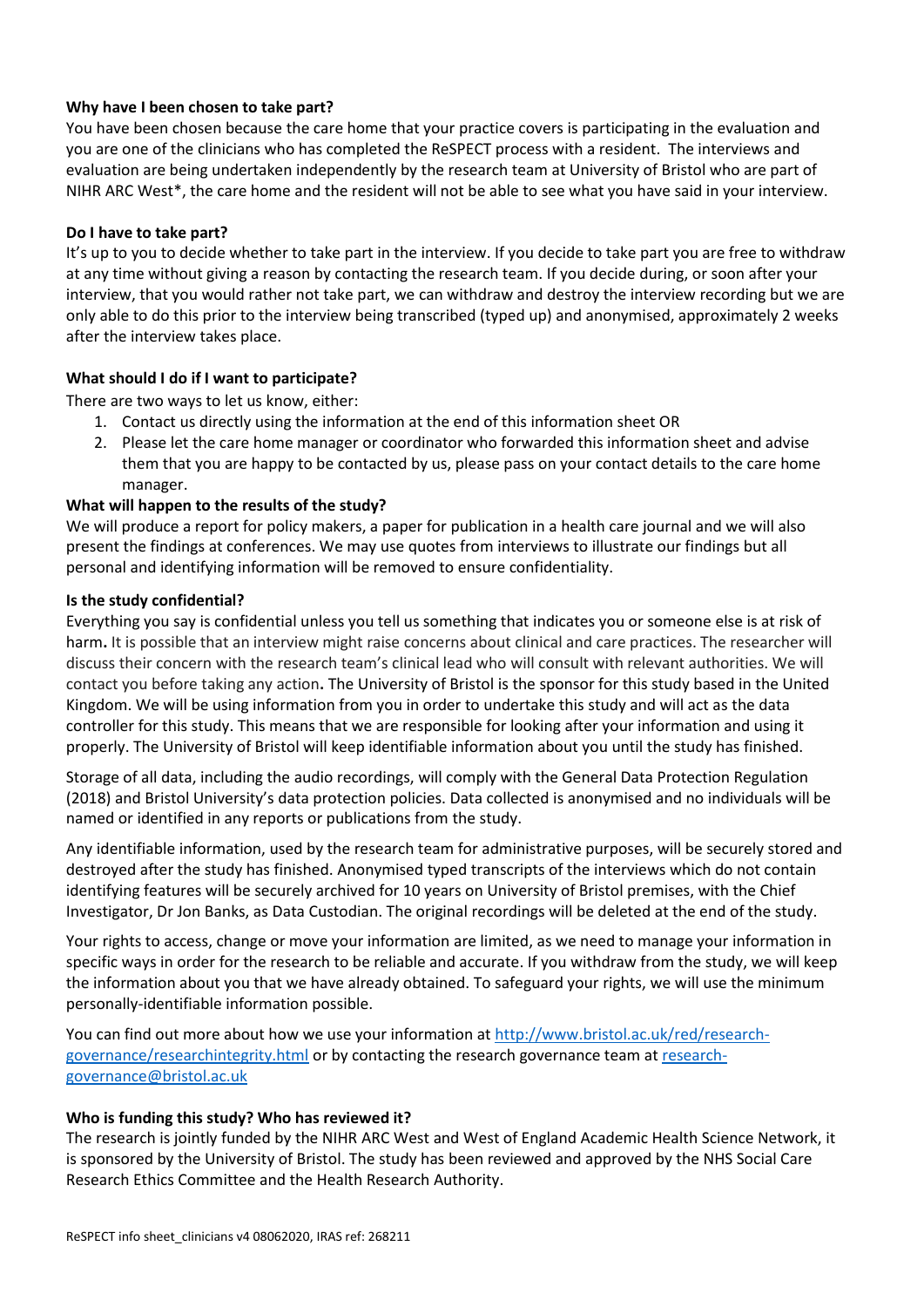**Why have I been chosen to take part?**

You have been chosen because the care home that your practice covers is participating in the evaluation and you are one of the clinicians who has completed the ReSPECT process with a resident. The interviews and evaluation are being undertaken independently by the research team at University of Bristol who are part of NIHR ARC West*, the care home and the resident will not be able to see what you have said in your interview.

**Do I have to take part?**

It's up to you to decide whether to take part in the interview. If you decide to take part you are free to withdraw at any time without giving a reason by contacting the research team. If you decide during, or soon after your interview, that you would rather not take part, we can withdraw and destroy the interview recording but we are only able to do this prior to the interview being transcribed (typed up) and anonymised, approximately 2 weeks after the interview takes place.

**What should I do if I want to participate?**

There are two ways to let us know, either:

1. Contact us directly using the information at the end of this information sheet OR
2. Please let the care home manager or coordinator who forwarded this information sheet and advise them that you are happy to be contacted by us, please pass on your contact details to the care home manager.

**What will happen to the results of the study?**

We will produce a report for policy makers, a paper for publication in a health care journal and we will also present the findings at conferences. We may use quotes from interviews to illustrate our findings but all personal and identifying information will be removed to ensure confidentiality.

**Is the study confidential?**

Everything you say is confidential unless you tell us something that indicates you or someone else is at risk of harm**.** It is possible that an interview might raise concerns about clinical and care practices. The researcher will discuss their concern with the research team's clinical lead who will consult with relevant authorities. We will contact you before taking any action**.** The University of Bristol is the sponsor for this study based in the United Kingdom. We will be using information from you in order to undertake this study and will act as the data controller for this study. This means that we are responsible for looking after your information and using it properly. The University of Bristol will keep identifiable information about you until the study has finished.

Storage of all data, including the audio recordings, will comply with the General Data Protection Regulation (2018) and Bristol University's data protection policies. Data collected is anonymised and no individuals will be named or identified in any reports or publications from the study.

Any identifiable information, used by the research team for administrative purposes, will be securely stored and destroyed after the study has finished. Anonymised typed transcripts of the interviews which do not contain identifying features will be securely archived for 10 years on University of Bristol premises, with the Chief Investigator, Dr Jon Banks, as Data Custodian. The original recordings will be deleted at the end of the study.

Your rights to access, change or move your information are limited, as we need to manage your information in specific ways in order for the research to be reliable and accurate. If you withdraw from the study, we will keep the information about you that we have already obtained. To safeguard your rights, we will use the minimum personally-identifiable information possible.

You can find out more about how we use your information at [http://www.bristol.ac.uk/red/research-governance/researchintegrity.html](http://www.bristol.ac.uk/red/research-governance/researchintegrity.html) or by contacting the research governance team at [research-governance@bristol.ac.uk](mailto:research-governance@bristol.ac.uk)

**Who is funding this study? Who has reviewed it?**

The research is jointly funded by the NIHR ARC West and West of England Academic Health Science Network, it is sponsored by the University of Bristol. The study has been reviewed and approved by the NHS Social Care Research Ethics Committee and the Health Research Authority.

ReSPECT info sheet_clinicians v4 08062020, IRAS ref: 268211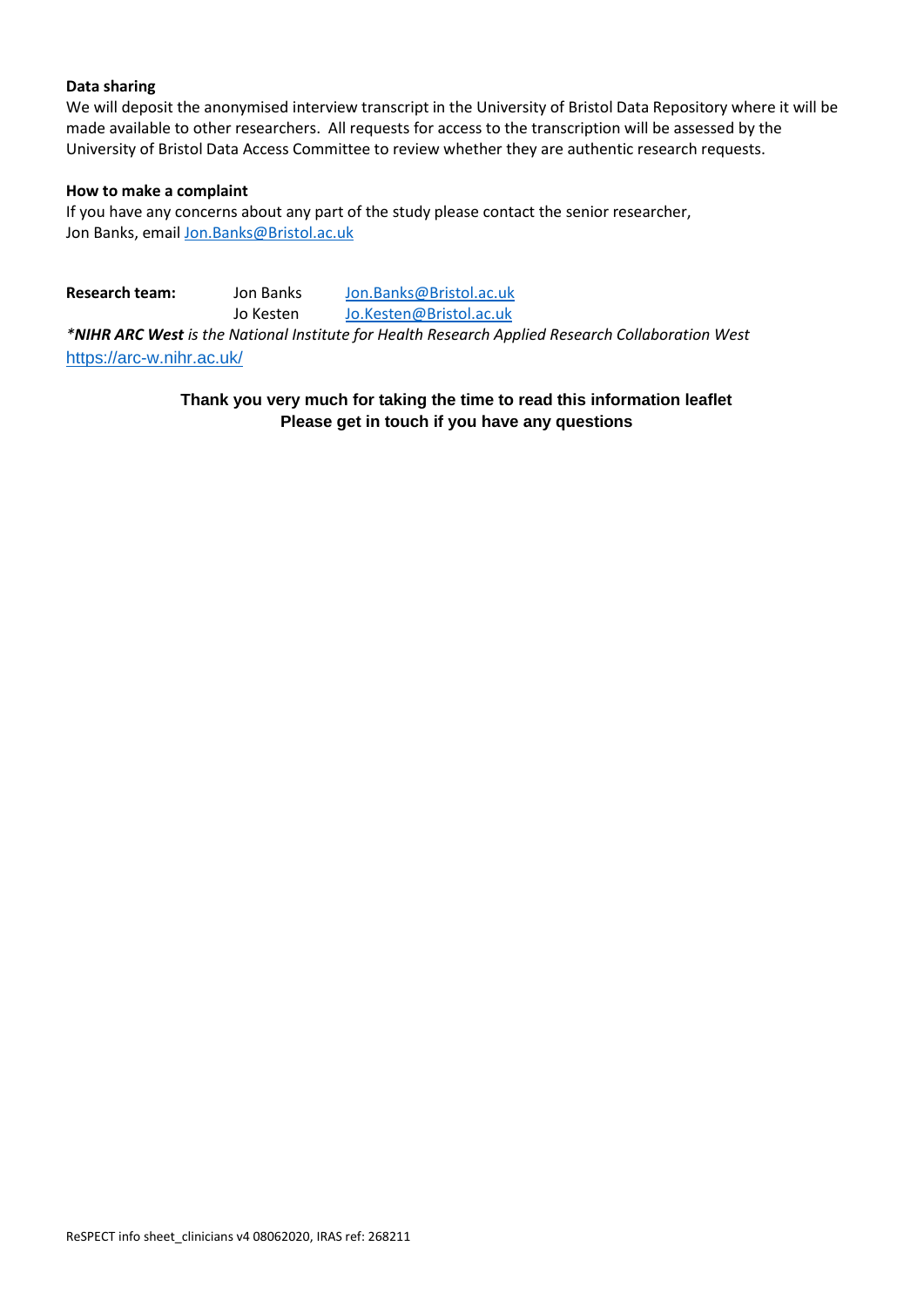**Data sharing**

We will deposit the anonymised interview transcript in the University of Bristol Data Repository where it will be made available to other researchers. All requests for access to the transcription will be assessed by the University of Bristol Data Access Committee to review whether they are authentic research requests.

**How to make a complaint**

If you have any concerns about any part of the study please contact the senior researcher, Jon Banks, email Jon.Banks@Bristol.ac.uk

| | | |
|---|---|---|
| **Research team:** | Jon Banks | Jon.Banks@Bristol.ac.uk |
| | Jo Kesten | Jo.Kesten@Bristol.ac.uk |

*\*NIHR ARC West is the National Institute for Health Research Applied Research Collaboration West*
https://arc-w.nihr.ac.uk/

**Thank you very much for taking the time to read this information leaflet**
**Please get in touch if you have any questions**

ReSPECT info sheet_clinicians v4 08062020, IRAS ref: 268211